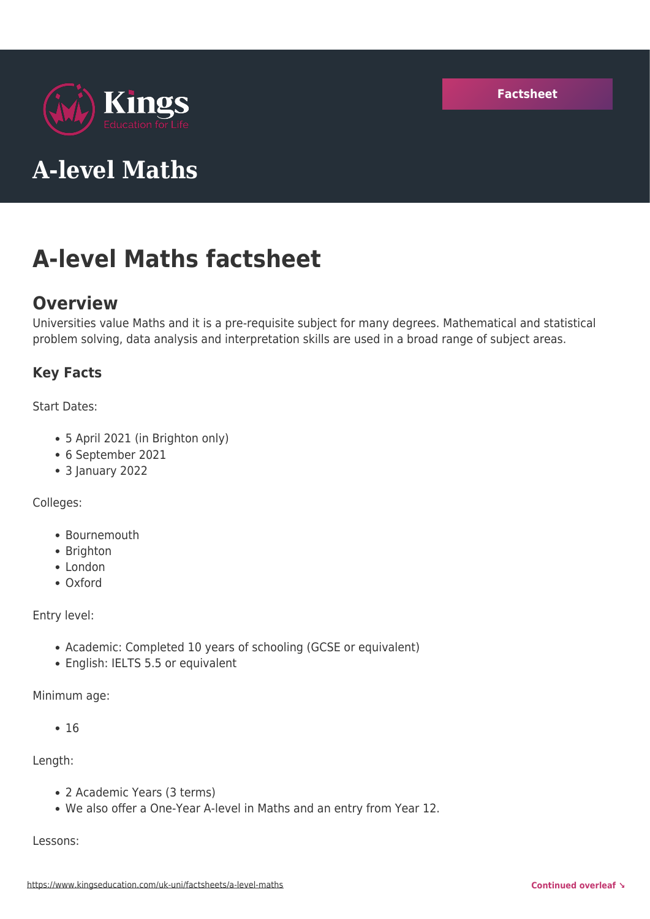Kings
Education for Life

Factsheet

# A-level Maths

# A-level Maths factsheet

## Overview

Universities value Maths and it is a pre-requisite subject for many degrees. Mathematical and statistical problem solving, data analysis and interpretation skills are used in a broad range of subject areas.

### Key Facts

Start Dates:

- 5 April 2021 (in Brighton only)
- 6 September 2021
- 3 January 2022

Colleges:

- Bournemouth
- Brighton
- London
- Oxford

Entry level:

- Academic: Completed 10 years of schooling (GCSE or equivalent)
- English: IELTS 5.5 or equivalent

Minimum age:

- 16

Length:

- 2 Academic Years (3 terms)
- We also offer a One-Year A-level in Maths and an entry from Year 12.

Lessons: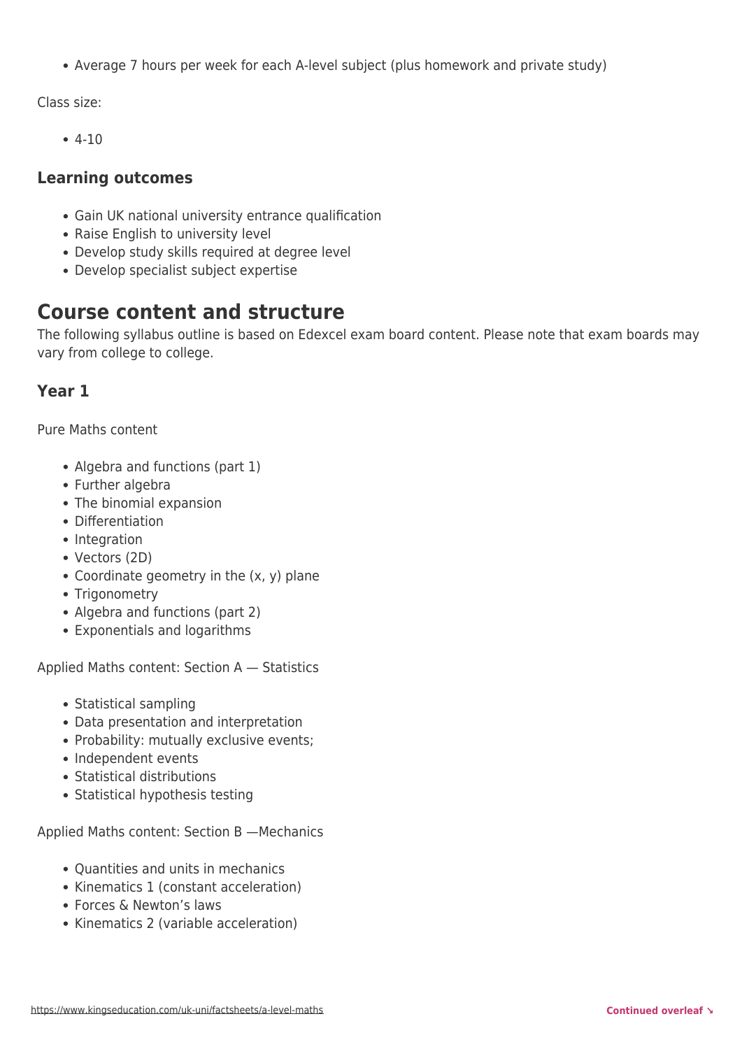- Average 7 hours per week for each A-level subject (plus homework and private study)

Class size:

- 4-10

### Learning outcomes

- Gain UK national university entrance qualification
- Raise English to university level
- Develop study skills required at degree level
- Develop specialist subject expertise

## Course content and structure

The following syllabus outline is based on Edexcel exam board content. Please note that exam boards may vary from college to college.

### Year 1

Pure Maths content

- Algebra and functions (part 1)
- Further algebra
- The binomial expansion
- Differentiation
- Integration
- Vectors (2D)
- Coordinate geometry in the (x, y) plane
- Trigonometry
- Algebra and functions (part 2)
- Exponentials and logarithms

Applied Maths content: Section A — Statistics

- Statistical sampling
- Data presentation and interpretation
- Probability: mutually exclusive events;
- Independent events
- Statistical distributions
- Statistical hypothesis testing

Applied Maths content: Section B —Mechanics

- Quantities and units in mechanics
- Kinematics 1 (constant acceleration)
- Forces & Newton's laws
- Kinematics 2 (variable acceleration)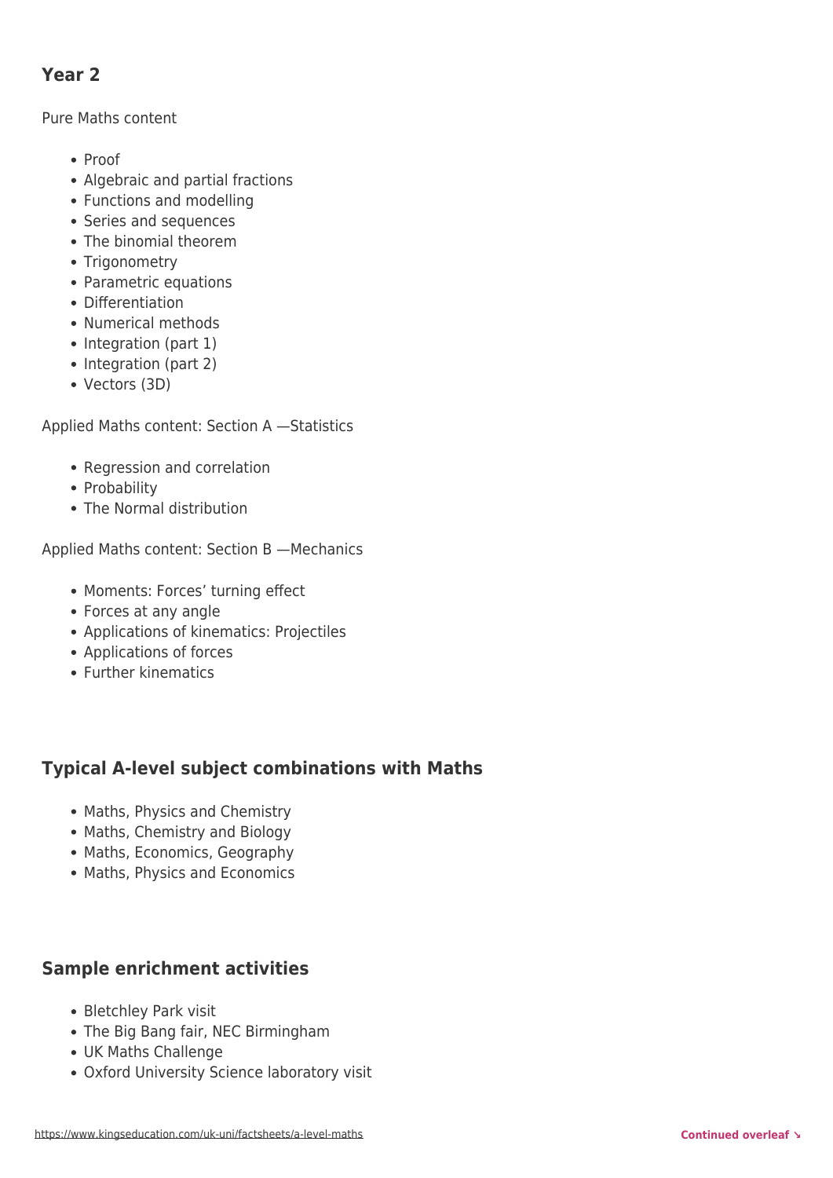## Year 2

Pure Maths content

- Proof
- Algebraic and partial fractions
- Functions and modelling
- Series and sequences
- The binomial theorem
- Trigonometry
- Parametric equations
- Differentiation
- Numerical methods
- Integration (part 1)
- Integration (part 2)
- Vectors (3D)

Applied Maths content: Section A —Statistics

- Regression and correlation
- Probability
- The Normal distribution

Applied Maths content: Section B —Mechanics

- Moments: Forces' turning effect
- Forces at any angle
- Applications of kinematics: Projectiles
- Applications of forces
- Further kinematics

## Typical A-level subject combinations with Maths

- Maths, Physics and Chemistry
- Maths, Chemistry and Biology
- Maths, Economics, Geography
- Maths, Physics and Economics

## Sample enrichment activities

- Bletchley Park visit
- The Big Bang fair, NEC Birmingham
- UK Maths Challenge
- Oxford University Science laboratory visit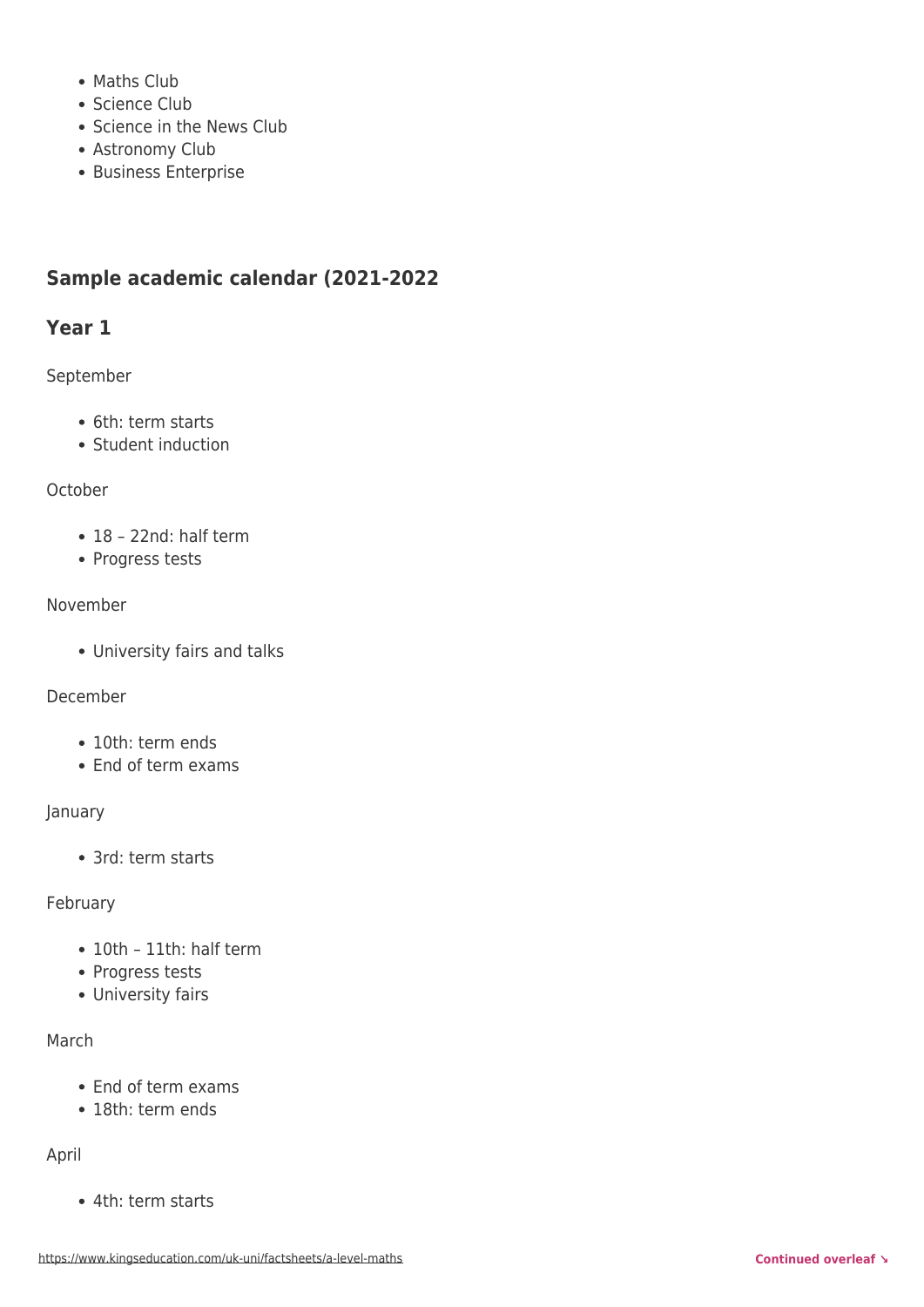- Maths Club
- Science Club
- Science in the News Club
- Astronomy Club
- Business Enterprise

## Sample academic calendar (2021-2022

### Year 1

September

- 6th: term starts
- Student induction

October

- 18 – 22nd: half term
- Progress tests

November

- University fairs and talks

December

- 10th: term ends
- End of term exams

January

- 3rd: term starts

February

- 10th – 11th: half term
- Progress tests
- University fairs

March

- End of term exams
- 18th: term ends

April

- 4th: term starts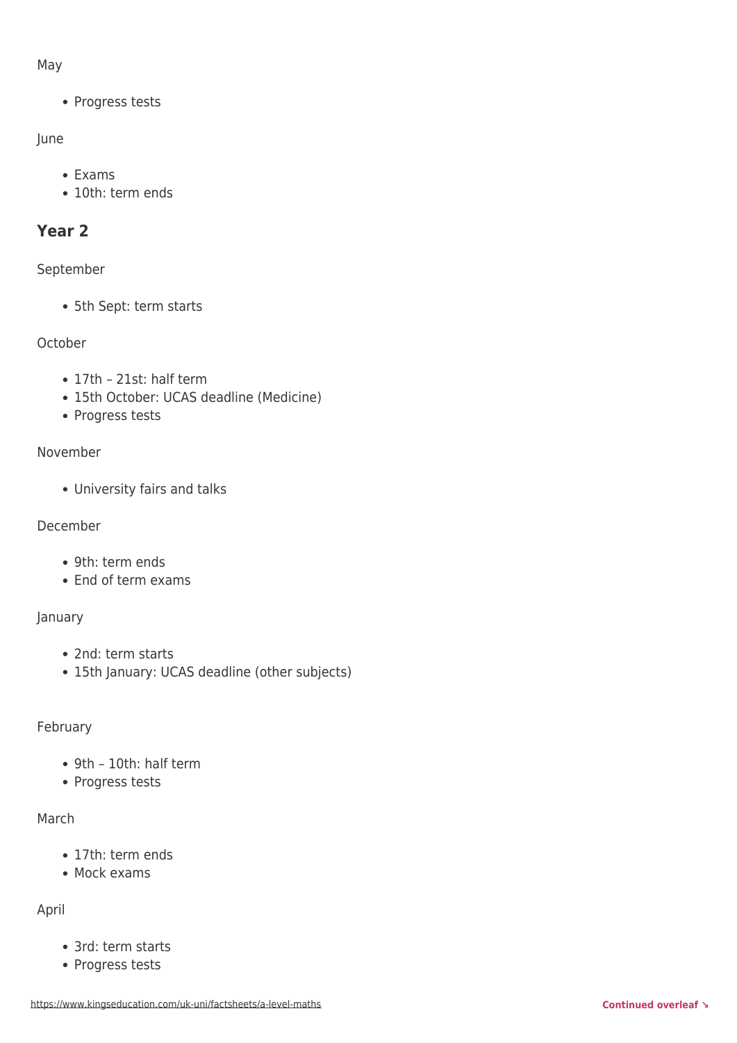May

- Progress tests

June

- Exams
- 10th: term ends

## Year 2

September

- 5th Sept: term starts

October

- 17th – 21st: half term
- 15th October: UCAS deadline (Medicine)
- Progress tests

November

- University fairs and talks

December

- 9th: term ends
- End of term exams

January

- 2nd: term starts
- 15th January: UCAS deadline (other subjects)

February

- 9th – 10th: half term
- Progress tests

March

- 17th: term ends
- Mock exams

April

- 3rd: term starts
- Progress tests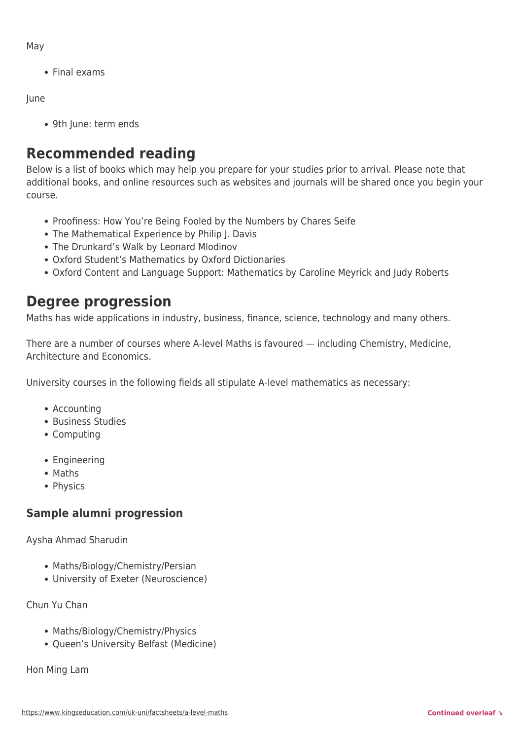May

- Final exams

June

- 9th June: term ends

## Recommended reading

Below is a list of books which may help you prepare for your studies prior to arrival. Please note that additional books, and online resources such as websites and journals will be shared once you begin your course.

- Proofiness: How You're Being Fooled by the Numbers by Chares Seife
- The Mathematical Experience by Philip J. Davis
- The Drunkard's Walk by Leonard Mlodinov
- Oxford Student's Mathematics by Oxford Dictionaries
- Oxford Content and Language Support: Mathematics by Caroline Meyrick and Judy Roberts

## Degree progression

Maths has wide applications in industry, business, finance, science, technology and many others.

There are a number of courses where A-level Maths is favoured — including Chemistry, Medicine, Architecture and Economics.

University courses in the following fields all stipulate A-level mathematics as necessary:

- Accounting
- Business Studies
- Computing
- Engineering
- Maths
- Physics

### Sample alumni progression

Aysha Ahmad Sharudin

- Maths/Biology/Chemistry/Persian
- University of Exeter (Neuroscience)

Chun Yu Chan

- Maths/Biology/Chemistry/Physics
- Queen's University Belfast (Medicine)

Hon Ming Lam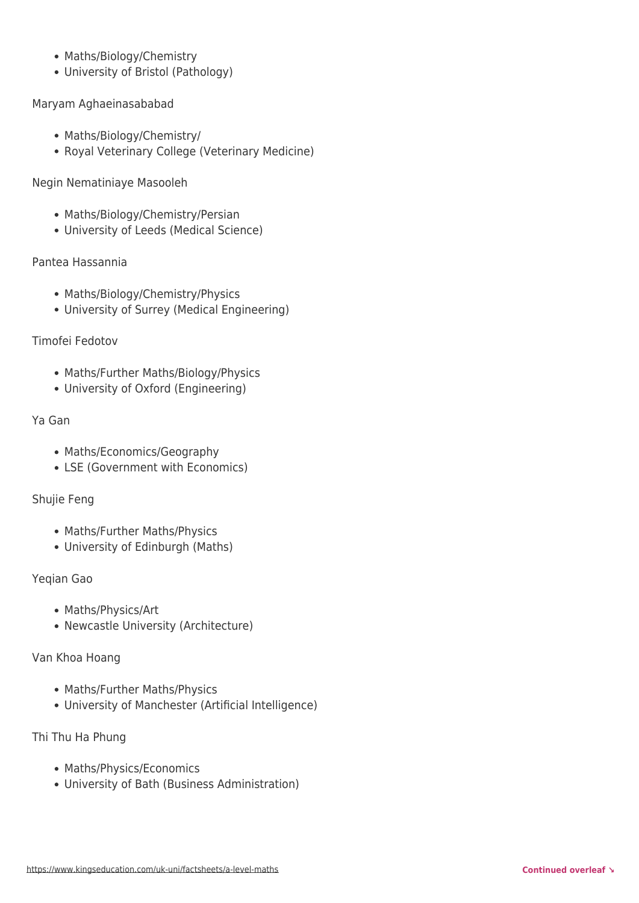- Maths/Biology/Chemistry
- University of Bristol (Pathology)

Maryam Aghaeinasababad

- Maths/Biology/Chemistry/
- Royal Veterinary College (Veterinary Medicine)

Negin Nematiniaye Masooleh

- Maths/Biology/Chemistry/Persian
- University of Leeds (Medical Science)

Pantea Hassannia

- Maths/Biology/Chemistry/Physics
- University of Surrey (Medical Engineering)

Timofei Fedotov

- Maths/Further Maths/Biology/Physics
- University of Oxford (Engineering)

Ya Gan

- Maths/Economics/Geography
- LSE (Government with Economics)

Shujie Feng

- Maths/Further Maths/Physics
- University of Edinburgh (Maths)

Yeqian Gao

- Maths/Physics/Art
- Newcastle University (Architecture)

Van Khoa Hoang

- Maths/Further Maths/Physics
- University of Manchester (Artificial Intelligence)

Thi Thu Ha Phung

- Maths/Physics/Economics
- University of Bath (Business Administration)